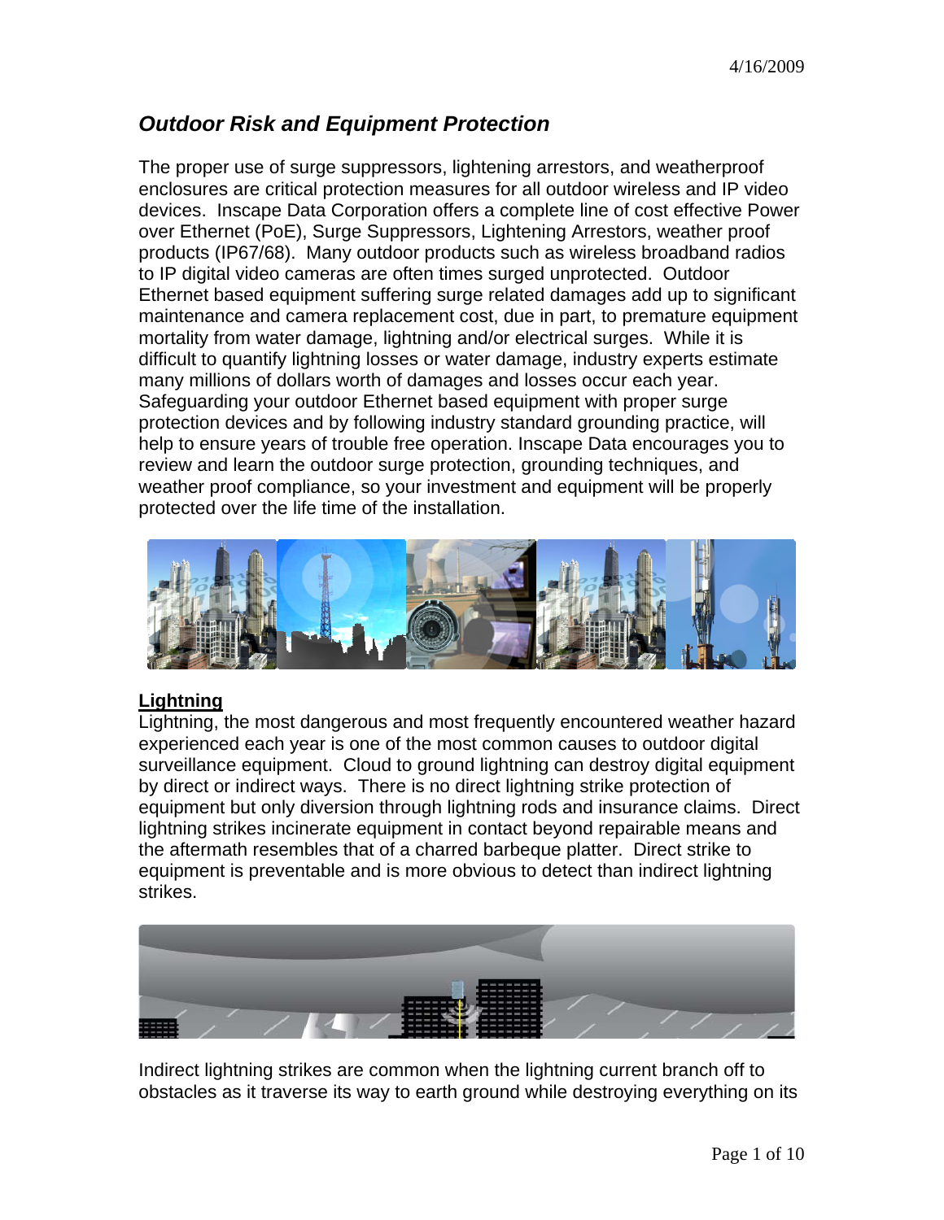4/16/2009

# *Outdoor Risk and Equipment Protection*

The proper use of surge suppressors, lightening arrestors, and weatherproof enclosures are critical protection measures for all outdoor wireless and IP video devices. Inscape Data Corporation offers a complete line of cost effective Power over Ethernet (PoE), Surge Suppressors, Lightening Arrestors, weather proof products (IP67/68). Many outdoor products such as wireless broadband radios to IP digital video cameras are often times surged unprotected. Outdoor Ethernet based equipment suffering surge related damages add up to significant maintenance and camera replacement cost, due in part, to premature equipment mortality from water damage, lightning and/or electrical surges. While it is difficult to quantify lightning losses or water damage, industry experts estimate many millions of dollars worth of damages and losses occur each year. Safeguarding your outdoor Ethernet based equipment with proper surge protection devices and by following industry standard grounding practice, will help to ensure years of trouble free operation. Inscape Data encourages you to review and learn the outdoor surge protection, grounding techniques, and weather proof compliance, so your investment and equipment will be properly protected over the life time of the installation.

## **Lightning**

Lightning, the most dangerous and most frequently encountered weather hazard experienced each year is one of the most common causes to outdoor digital surveillance equipment. Cloud to ground lightning can destroy digital equipment by direct or indirect ways. There is no direct lightning strike protection of equipment but only diversion through lightning rods and insurance claims. Direct lightning strikes incinerate equipment in contact beyond repairable means and the aftermath resembles that of a charred barbeque platter. Direct strike to equipment is preventable and is more obvious to detect than indirect lightning strikes.

Indirect lightning strikes are common when the lightning current branch off to obstacles as it traverse its way to earth ground while destroying everything on its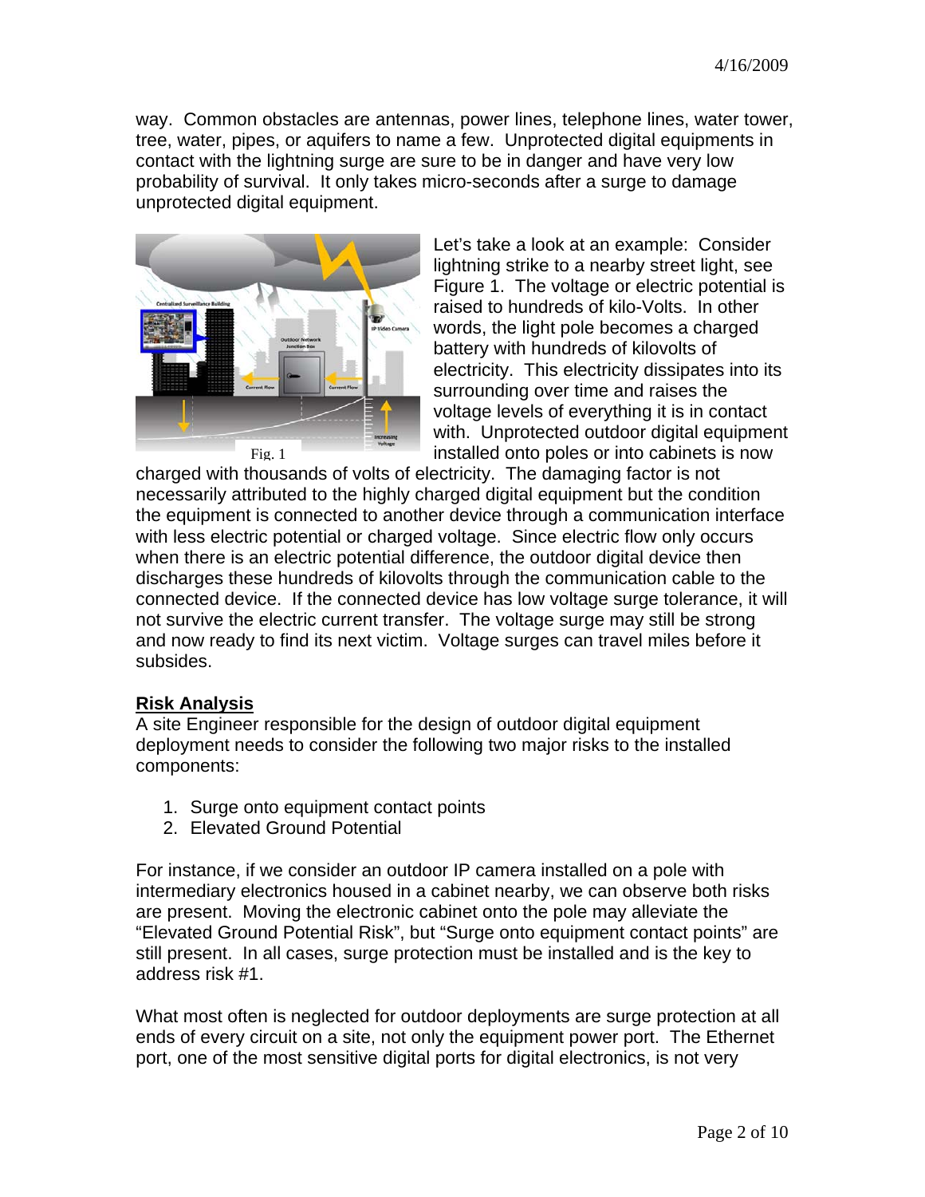way. Common obstacles are antennas, power lines, telephone lines, water tower, tree, water, pipes, or aquifers to name a few. Unprotected digital equipments in contact with the lightning surge are sure to be in danger and have very low probability of survival. It only takes micro-seconds after a surge to damage unprotected digital equipment.

Fig. 1

Let's take a look at an example: Consider lightning strike to a nearby street light, see Figure 1. The voltage or electric potential is raised to hundreds of kilo-Volts. In other words, the light pole becomes a charged battery with hundreds of kilovolts of electricity. This electricity dissipates into its surrounding over time and raises the voltage levels of everything it is in contact with. Unprotected outdoor digital equipment installed onto poles or into cabinets is now charged with thousands of volts of electricity. The damaging factor is not necessarily attributed to the highly charged digital equipment but the condition the equipment is connected to another device through a communication interface with less electric potential or charged voltage. Since electric flow only occurs when there is an electric potential difference, the outdoor digital device then discharges these hundreds of kilovolts through the communication cable to the connected device. If the connected device has low voltage surge tolerance, it will not survive the electric current transfer. The voltage surge may still be strong and now ready to find its next victim. Voltage surges can travel miles before it subsides.

## Risk Analysis

A site Engineer responsible for the design of outdoor digital equipment deployment needs to consider the following two major risks to the installed components:

1. Surge onto equipment contact points
2. Elevated Ground Potential

For instance, if we consider an outdoor IP camera installed on a pole with intermediary electronics housed in a cabinet nearby, we can observe both risks are present. Moving the electronic cabinet onto the pole may alleviate the "Elevated Ground Potential Risk", but "Surge onto equipment contact points" are still present. In all cases, surge protection must be installed and is the key to address risk #1.

What most often is neglected for outdoor deployments are surge protection at all ends of every circuit on a site, not only the equipment power port. The Ethernet port, one of the most sensitive digital ports for digital electronics, is not very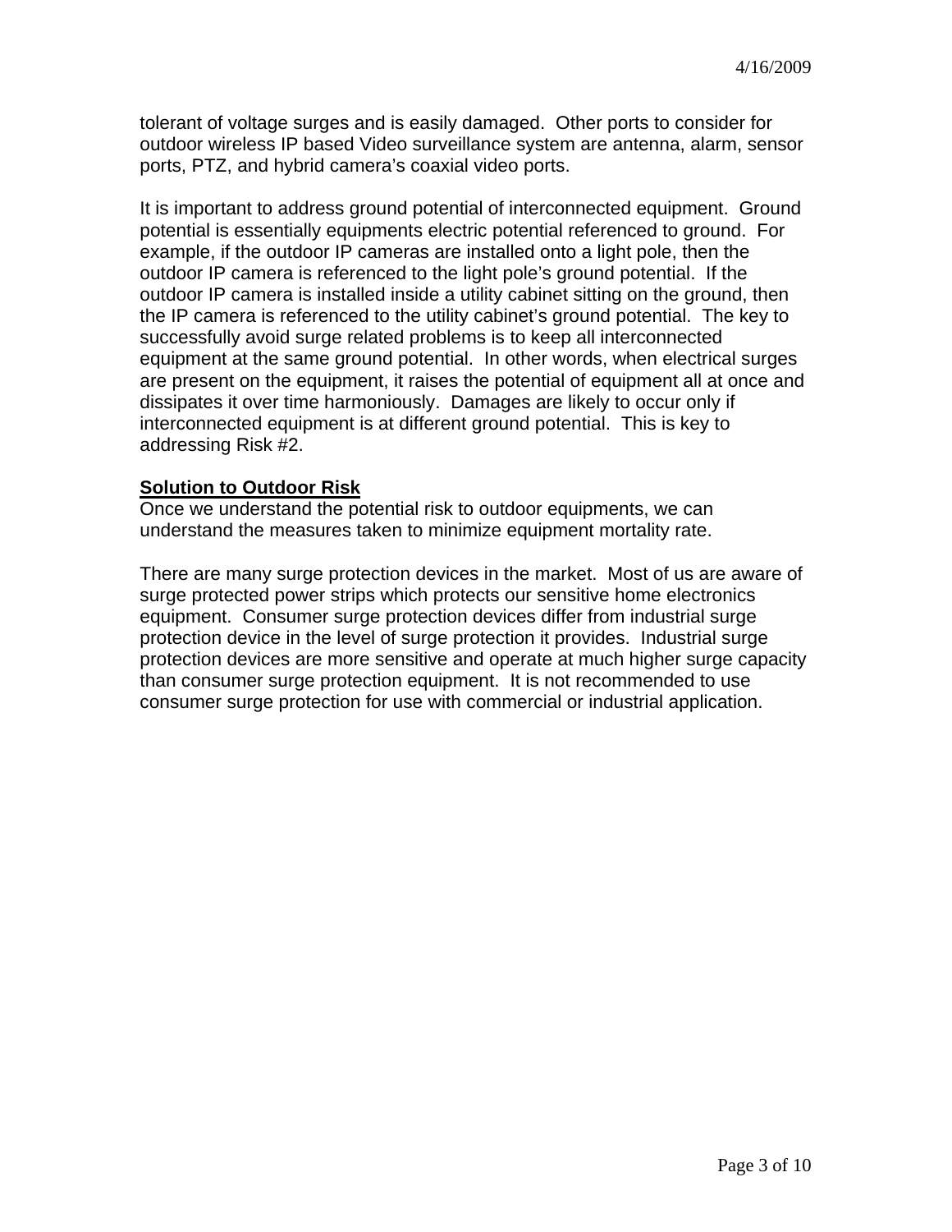tolerant of voltage surges and is easily damaged. Other ports to consider for outdoor wireless IP based Video surveillance system are antenna, alarm, sensor ports, PTZ, and hybrid camera's coaxial video ports.

It is important to address ground potential of interconnected equipment. Ground potential is essentially equipments electric potential referenced to ground. For example, if the outdoor IP cameras are installed onto a light pole, then the outdoor IP camera is referenced to the light pole's ground potential. If the outdoor IP camera is installed inside a utility cabinet sitting on the ground, then the IP camera is referenced to the utility cabinet's ground potential. The key to successfully avoid surge related problems is to keep all interconnected equipment at the same ground potential. In other words, when electrical surges are present on the equipment, it raises the potential of equipment all at once and dissipates it over time harmoniously. Damages are likely to occur only if interconnected equipment is at different ground potential. This is key to addressing Risk #2.

**Solution to Outdoor Risk**

Once we understand the potential risk to outdoor equipments, we can understand the measures taken to minimize equipment mortality rate.

There are many surge protection devices in the market. Most of us are aware of surge protected power strips which protects our sensitive home electronics equipment. Consumer surge protection devices differ from industrial surge protection device in the level of surge protection it provides. Industrial surge protection devices are more sensitive and operate at much higher surge capacity than consumer surge protection equipment. It is not recommended to use consumer surge protection for use with commercial or industrial application.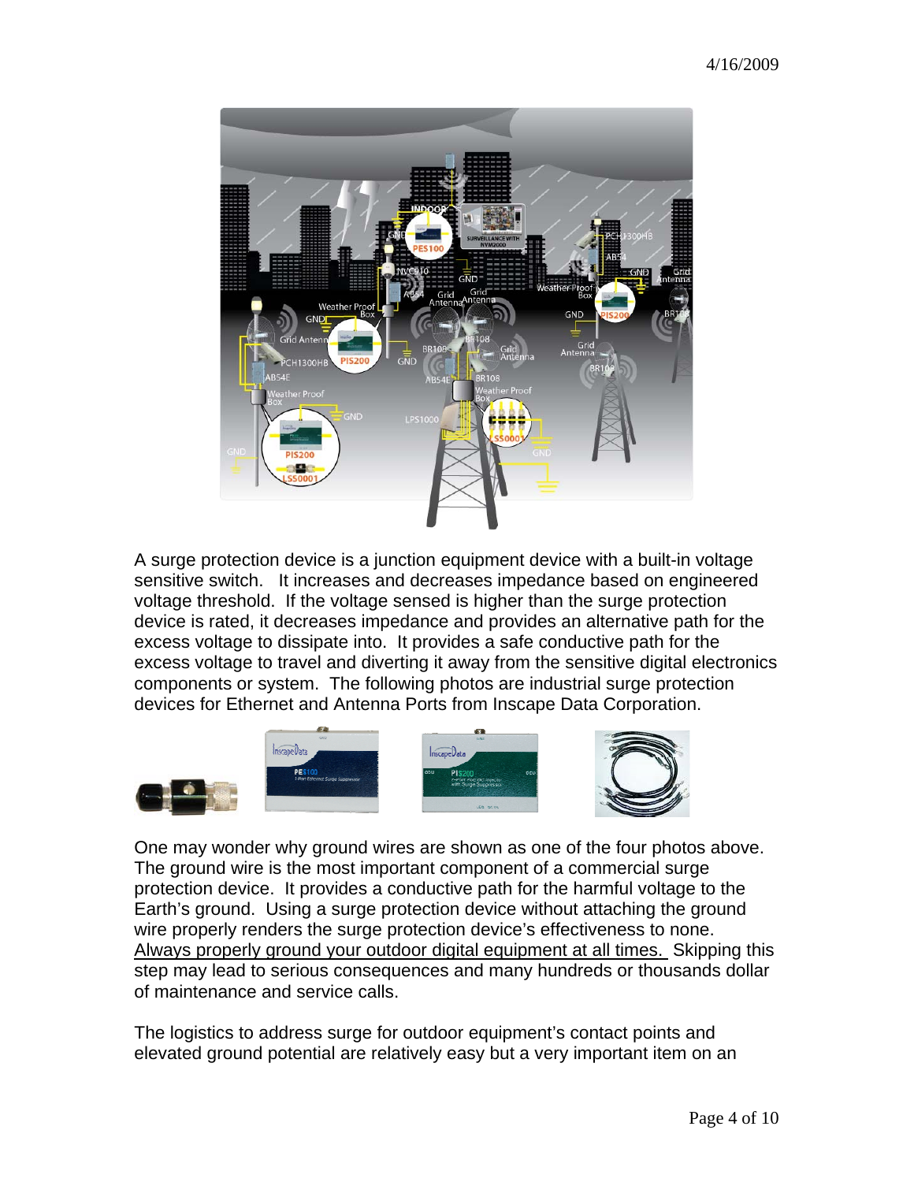A surge protection device is a junction equipment device with a built-in voltage sensitive switch. It increases and decreases impedance based on engineered voltage threshold. If the voltage sensed is higher than the surge protection device is rated, it decreases impedance and provides an alternative path for the excess voltage to dissipate into. It provides a safe conductive path for the excess voltage to travel and diverting it away from the sensitive digital electronics components or system. The following photos are industrial surge protection devices for Ethernet and Antenna Ports from Inscape Data Corporation.

One may wonder why ground wires are shown as one of the four photos above. The ground wire is the most important component of a commercial surge protection device. It provides a conductive path for the harmful voltage to the Earth's ground. Using a surge protection device without attaching the ground wire properly renders the surge protection device's effectiveness to none. <u>Always properly ground your outdoor digital equipment at all times.</u> Skipping this step may lead to serious consequences and many hundreds or thousands dollar of maintenance and service calls.

The logistics to address surge for outdoor equipment's contact points and elevated ground potential are relatively easy but a very important item on an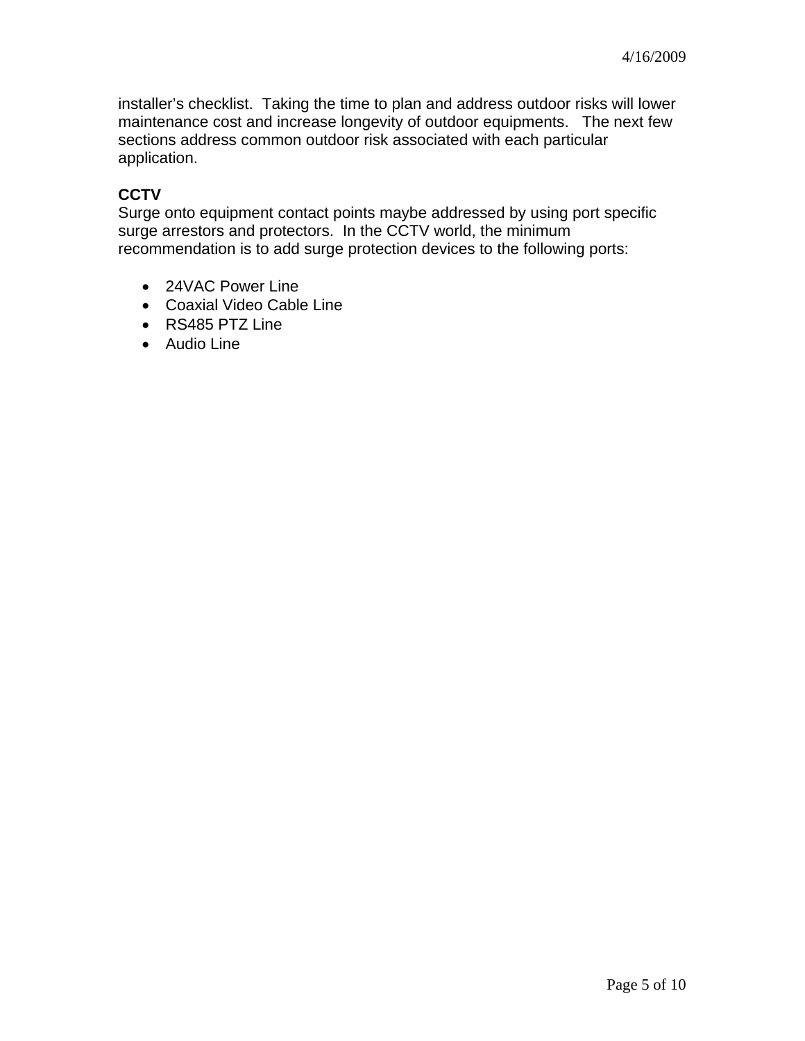installer's checklist. Taking the time to plan and address outdoor risks will lower maintenance cost and increase longevity of outdoor equipments. The next few sections address common outdoor risk associated with each particular application.

**CCTV**

Surge onto equipment contact points maybe addressed by using port specific surge arrestors and protectors. In the CCTV world, the minimum recommendation is to add surge protection devices to the following ports:

- 24VAC Power Line
- Coaxial Video Cable Line
- RS485 PTZ Line
- Audio Line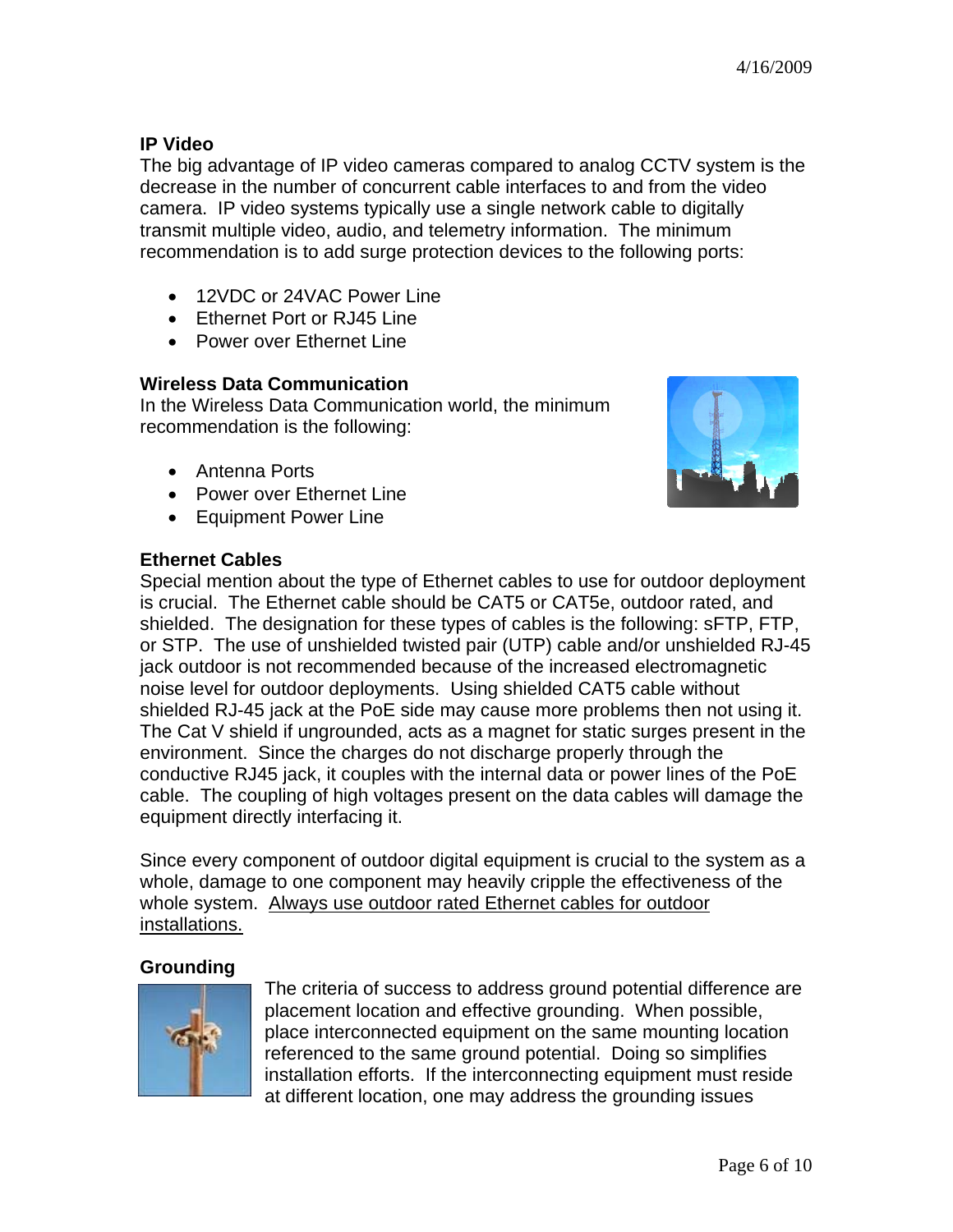### IP Video

The big advantage of IP video cameras compared to analog CCTV system is the decrease in the number of concurrent cable interfaces to and from the video camera. IP video systems typically use a single network cable to digitally transmit multiple video, audio, and telemetry information. The minimum recommendation is to add surge protection devices to the following ports:

- 12VDC or 24VAC Power Line
- Ethernet Port or RJ45 Line
- Power over Ethernet Line

### Wireless Data Communication

In the Wireless Data Communication world, the minimum recommendation is the following:

- Antenna Ports
- Power over Ethernet Line
- Equipment Power Line

### Ethernet Cables

Special mention about the type of Ethernet cables to use for outdoor deployment is crucial. The Ethernet cable should be CAT5 or CAT5e, outdoor rated, and shielded. The designation for these types of cables is the following: sFTP, FTP, or STP. The use of unshielded twisted pair (UTP) cable and/or unshielded RJ-45 jack outdoor is not recommended because of the increased electromagnetic noise level for outdoor deployments. Using shielded CAT5 cable without shielded RJ-45 jack at the PoE side may cause more problems then not using it. The Cat V shield if ungrounded, acts as a magnet for static surges present in the environment. Since the charges do not discharge properly through the conductive RJ45 jack, it couples with the internal data or power lines of the PoE cable. The coupling of high voltages present on the data cables will damage the equipment directly interfacing it.

Since every component of outdoor digital equipment is crucial to the system as a whole, damage to one component may heavily cripple the effectiveness of the whole system. <u>Always use outdoor rated Ethernet cables for outdoor installations.</u>

### Grounding

The criteria of success to address ground potential difference are placement location and effective grounding. When possible, place interconnected equipment on the same mounting location referenced to the same ground potential. Doing so simplifies installation efforts. If the interconnecting equipment must reside at different location, one may address the grounding issues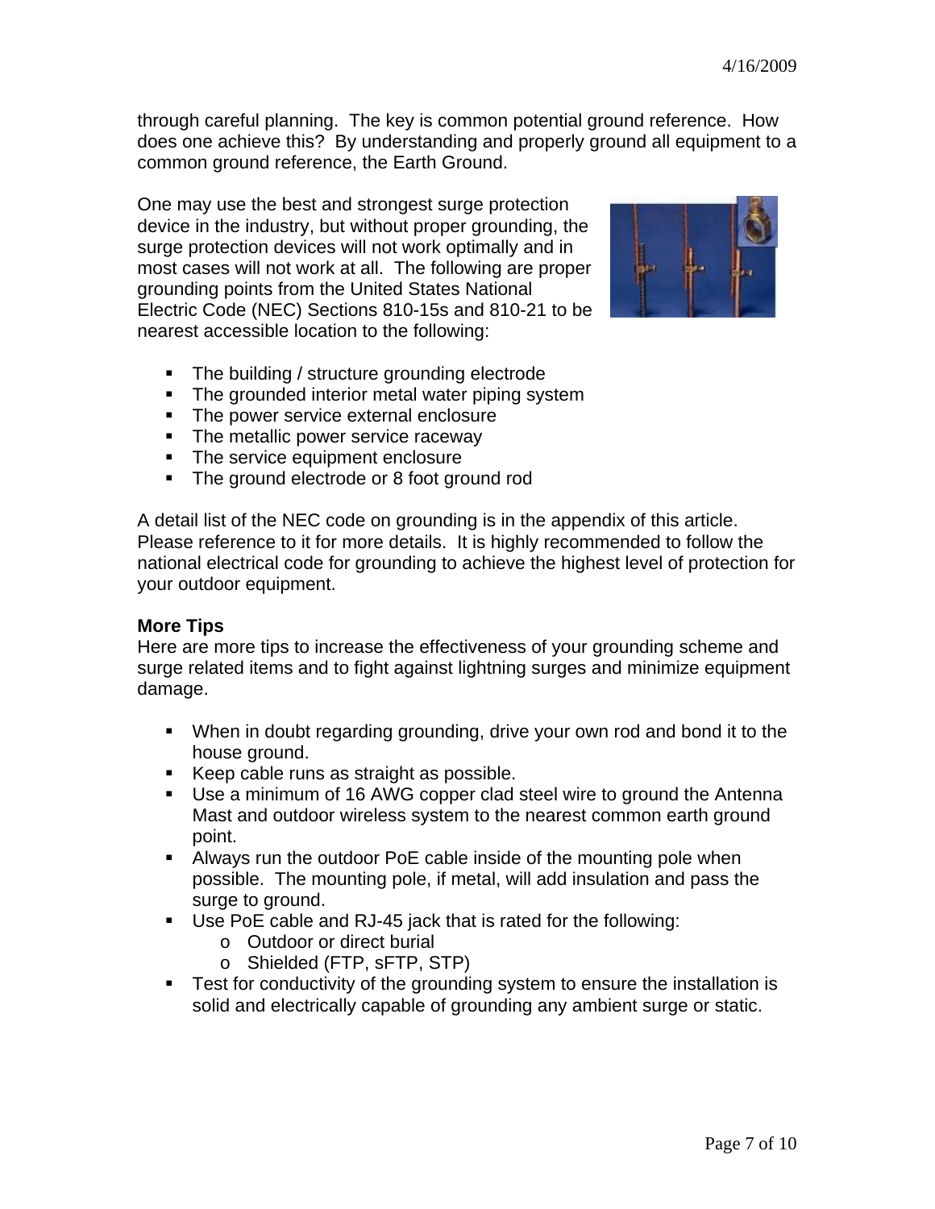through careful planning. The key is common potential ground reference. How does one achieve this? By understanding and properly ground all equipment to a common ground reference, the Earth Ground.

One may use the best and strongest surge protection device in the industry, but without proper grounding, the surge protection devices will not work optimally and in most cases will not work at all. The following are proper grounding points from the United States National Electric Code (NEC) Sections 810-15s and 810-21 to be nearest accessible location to the following:

- The building / structure grounding electrode
- The grounded interior metal water piping system
- The power service external enclosure
- The metallic power service raceway
- The service equipment enclosure
- The ground electrode or 8 foot ground rod

A detail list of the NEC code on grounding is in the appendix of this article. Please reference to it for more details. It is highly recommended to follow the national electrical code for grounding to achieve the highest level of protection for your outdoor equipment.

**More Tips**

Here are more tips to increase the effectiveness of your grounding scheme and surge related items and to fight against lightning surges and minimize equipment damage.

- When in doubt regarding grounding, drive your own rod and bond it to the house ground.
- Keep cable runs as straight as possible.
- Use a minimum of 16 AWG copper clad steel wire to ground the Antenna Mast and outdoor wireless system to the nearest common earth ground point.
- Always run the outdoor PoE cable inside of the mounting pole when possible. The mounting pole, if metal, will add insulation and pass the surge to ground.
- Use PoE cable and RJ-45 jack that is rated for the following:
    - Outdoor or direct burial
    - Shielded (FTP, sFTP, STP)
- Test for conductivity of the grounding system to ensure the installation is solid and electrically capable of grounding any ambient surge or static.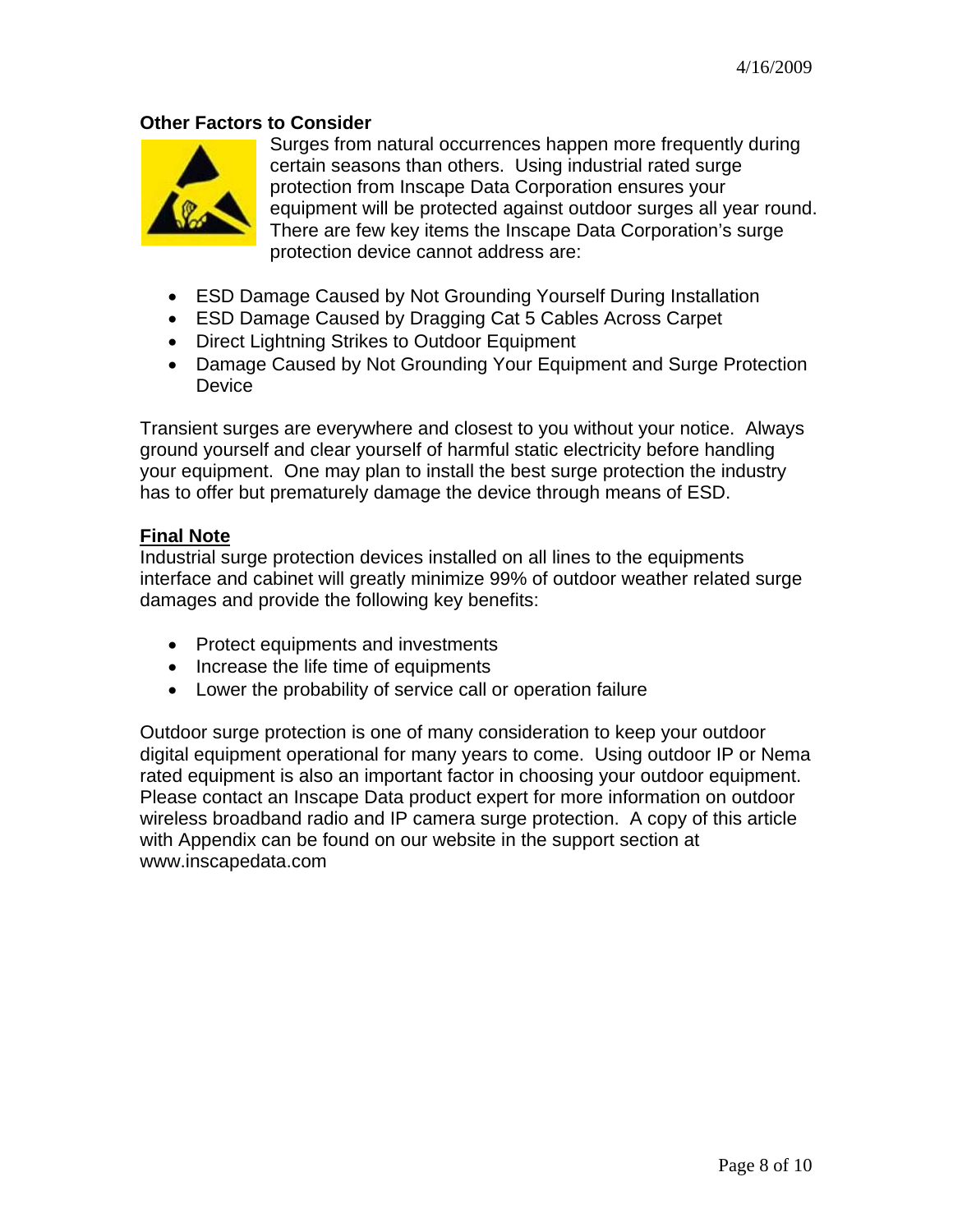### Other Factors to Consider

Surges from natural occurrences happen more frequently during certain seasons than others. Using industrial rated surge protection from Inscape Data Corporation ensures your equipment will be protected against outdoor surges all year round. There are few key items the Inscape Data Corporation's surge protection device cannot address are:

- ESD Damage Caused by Not Grounding Yourself During Installation
- ESD Damage Caused by Dragging Cat 5 Cables Across Carpet
- Direct Lightning Strikes to Outdoor Equipment
- Damage Caused by Not Grounding Your Equipment and Surge Protection Device

Transient surges are everywhere and closest to you without your notice. Always ground yourself and clear yourself of harmful static electricity before handling your equipment. One may plan to install the best surge protection the industry has to offer but prematurely damage the device through means of ESD.

### Final Note

Industrial surge protection devices installed on all lines to the equipments interface and cabinet will greatly minimize 99% of outdoor weather related surge damages and provide the following key benefits:

- Protect equipments and investments
- Increase the life time of equipments
- Lower the probability of service call or operation failure

Outdoor surge protection is one of many consideration to keep your outdoor digital equipment operational for many years to come. Using outdoor IP or Nema rated equipment is also an important factor in choosing your outdoor equipment. Please contact an Inscape Data product expert for more information on outdoor wireless broadband radio and IP camera surge protection. A copy of this article with Appendix can be found on our website in the support section at www.inscapedata.com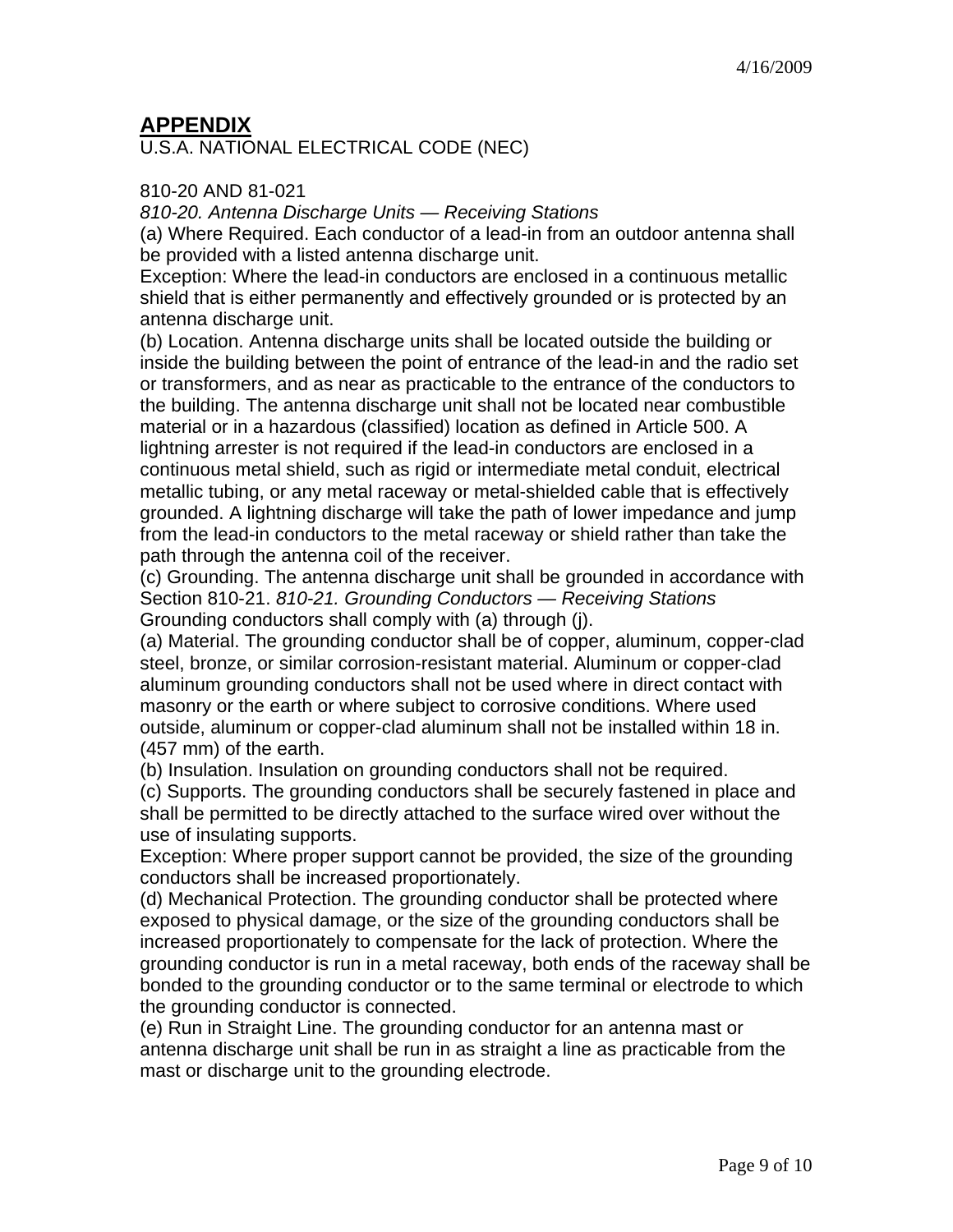## APPENDIX

U.S.A. NATIONAL ELECTRICAL CODE (NEC)

810-20 AND 81-021

*810-20. Antenna Discharge Units — Receiving Stations*

(a) Where Required. Each conductor of a lead-in from an outdoor antenna shall be provided with a listed antenna discharge unit.

Exception: Where the lead-in conductors are enclosed in a continuous metallic shield that is either permanently and effectively grounded or is protected by an antenna discharge unit.

(b) Location. Antenna discharge units shall be located outside the building or inside the building between the point of entrance of the lead-in and the radio set or transformers, and as near as practicable to the entrance of the conductors to the building. The antenna discharge unit shall not be located near combustible material or in a hazardous (classified) location as defined in Article 500. A lightning arrester is not required if the lead-in conductors are enclosed in a continuous metal shield, such as rigid or intermediate metal conduit, electrical metallic tubing, or any metal raceway or metal-shielded cable that is effectively grounded. A lightning discharge will take the path of lower impedance and jump from the lead-in conductors to the metal raceway or shield rather than take the path through the antenna coil of the receiver.

(c) Grounding. The antenna discharge unit shall be grounded in accordance with Section 810-21. *810-21. Grounding Conductors — Receiving Stations*

Grounding conductors shall comply with (a) through (j).

(a) Material. The grounding conductor shall be of copper, aluminum, copper-clad steel, bronze, or similar corrosion-resistant material. Aluminum or copper-clad aluminum grounding conductors shall not be used where in direct contact with masonry or the earth or where subject to corrosive conditions. Where used outside, aluminum or copper-clad aluminum shall not be installed within 18 in. (457 mm) of the earth.

(b) Insulation. Insulation on grounding conductors shall not be required.

(c) Supports. The grounding conductors shall be securely fastened in place and shall be permitted to be directly attached to the surface wired over without the use of insulating supports.

Exception: Where proper support cannot be provided, the size of the grounding conductors shall be increased proportionately.

(d) Mechanical Protection. The grounding conductor shall be protected where exposed to physical damage, or the size of the grounding conductors shall be increased proportionately to compensate for the lack of protection. Where the grounding conductor is run in a metal raceway, both ends of the raceway shall be bonded to the grounding conductor or to the same terminal or electrode to which the grounding conductor is connected.

(e) Run in Straight Line. The grounding conductor for an antenna mast or antenna discharge unit shall be run in as straight a line as practicable from the mast or discharge unit to the grounding electrode.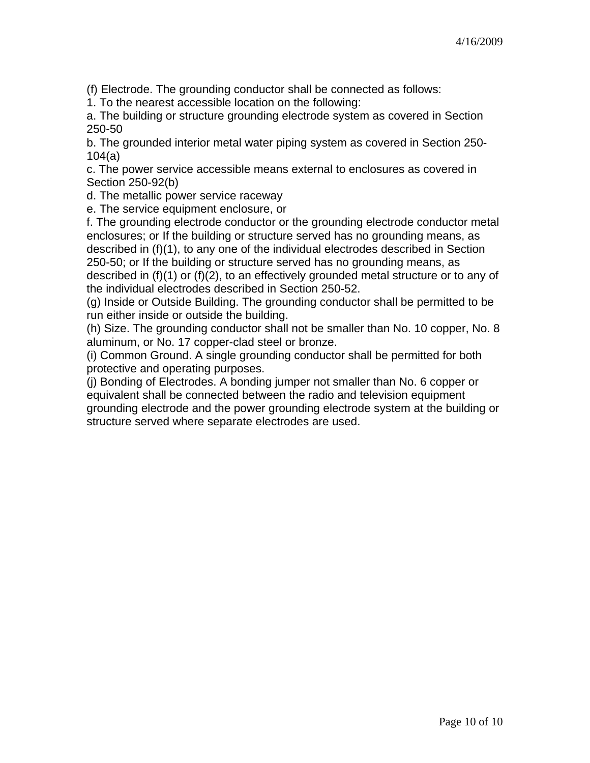(f) Electrode. The grounding conductor shall be connected as follows:

1. To the nearest accessible location on the following:

a. The building or structure grounding electrode system as covered in Section 250-50

b. The grounded interior metal water piping system as covered in Section 250-104(a)

c. The power service accessible means external to enclosures as covered in Section 250-92(b)

d. The metallic power service raceway

e. The service equipment enclosure, or

f. The grounding electrode conductor or the grounding electrode conductor metal enclosures; or If the building or structure served has no grounding means, as described in (f)(1), to any one of the individual electrodes described in Section 250-50; or If the building or structure served has no grounding means, as described in (f)(1) or (f)(2), to an effectively grounded metal structure or to any of the individual electrodes described in Section 250-52.

(g) Inside or Outside Building. The grounding conductor shall be permitted to be run either inside or outside the building.

(h) Size. The grounding conductor shall not be smaller than No. 10 copper, No. 8 aluminum, or No. 17 copper-clad steel or bronze.

(i) Common Ground. A single grounding conductor shall be permitted for both protective and operating purposes.

(j) Bonding of Electrodes. A bonding jumper not smaller than No. 6 copper or equivalent shall be connected between the radio and television equipment grounding electrode and the power grounding electrode system at the building or structure served where separate electrodes are used.